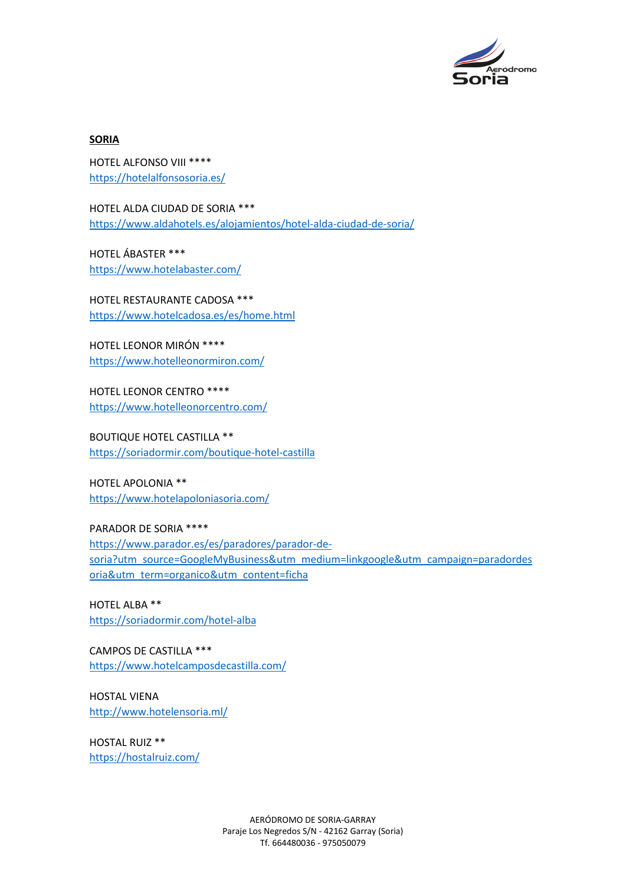**SORIA**

HOTEL ALFONSO VIII ****
https://hotelalfonsosoria.es/

HOTEL ALDA CIUDAD DE SORIA ***
https://www.aldahotels.es/alojamientos/hotel-alda-ciudad-de-soria/

HOTEL ÁBASTER ***
https://www.hotelabaster.com/

HOTEL RESTAURANTE CADOSA ***
https://www.hotelcadosa.es/es/home.html

HOTEL LEONOR MIRÓN ****
https://www.hotelleonormiron.com/

HOTEL LEONOR CENTRO ****
https://www.hotelleonorcentro.com/

BOUTIQUE HOTEL CASTILLA **
https://soriadormir.com/boutique-hotel-castilla

HOTEL APOLONIA **
https://www.hotelapoloniasoria.com/

PARADOR DE SORIA ****
https://www.parador.es/es/paradores/parador-de-soria?utm_source=GoogleMyBusiness&utm_medium=linkgoogle&utm_campaign=paradordesoria&utm_term=organico&utm_content=ficha

HOTEL ALBA **
https://soriadormir.com/hotel-alba

CAMPOS DE CASTILLA ***
https://www.hotelcamposdecastilla.com/

HOSTAL VIENA
http://www.hotelensoria.ml/

HOSTAL RUIZ **
https://hostalruiz.com/

AERÓDROMO DE SORIA-GARRAY
Paraje Los Negredos S/N - 42162 Garray (Soria)
Tf. 664480036 - 975050079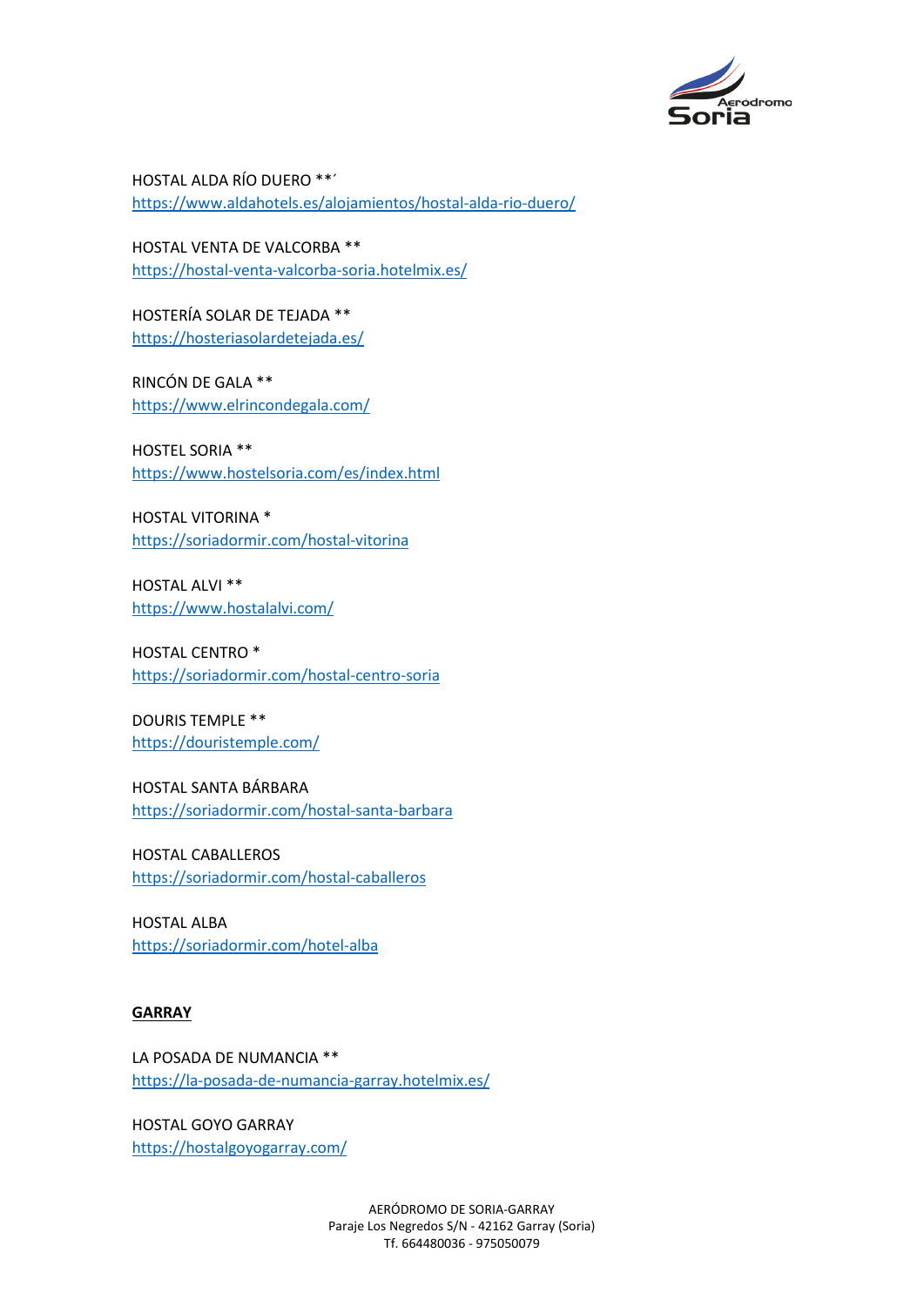HOSTAL ALDA RÍO DUERO **´
https://www.aldahotels.es/alojamientos/hostal-alda-rio-duero/

HOSTAL VENTA DE VALCORBA **
https://hostal-venta-valcorba-soria.hotelmix.es/

HOSTERÍA SOLAR DE TEJADA **
https://hosteriasolardetejada.es/

RINCÓN DE GALA **
https://www.elrincondegala.com/

HOSTEL SORIA **
https://www.hostelsoria.com/es/index.html

HOSTAL VITORINA *
https://soriadormir.com/hostal-vitorina

HOSTAL ALVI **
https://www.hostalalvi.com/

HOSTAL CENTRO *
https://soriadormir.com/hostal-centro-soria

DOURIS TEMPLE **
https://douristemple.com/

HOSTAL SANTA BÁRBARA
https://soriadormir.com/hostal-santa-barbara

HOSTAL CABALLEROS
https://soriadormir.com/hostal-caballeros

HOSTAL ALBA
https://soriadormir.com/hotel-alba

**GARRAY**

LA POSADA DE NUMANCIA **
https://la-posada-de-numancia-garray.hotelmix.es/

HOSTAL GOYO GARRAY
https://hostalgoyogarray.com/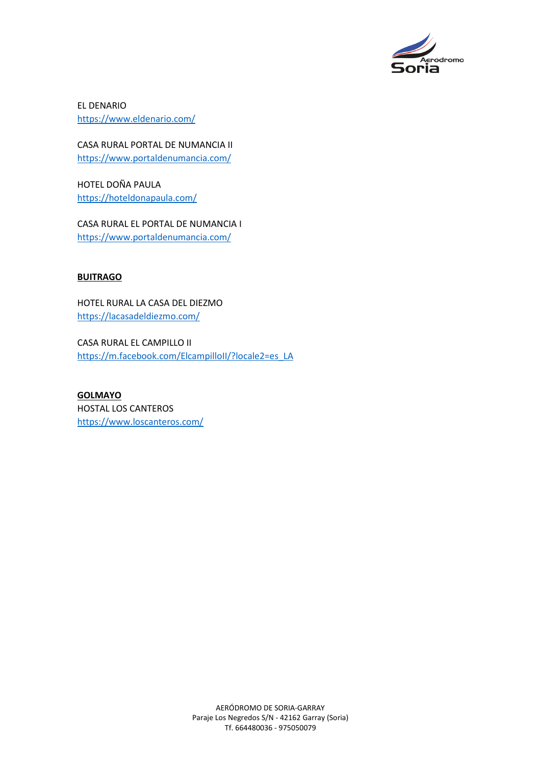EL DENARIO
https://www.eldenario.com/

CASA RURAL PORTAL DE NUMANCIA II
https://www.portaldenumancia.com/

HOTEL DOÑA PAULA
https://hoteldonapaula.com/

CASA RURAL EL PORTAL DE NUMANCIA I
https://www.portaldenumancia.com/

**BUITRAGO**

HOTEL RURAL LA CASA DEL DIEZMO
https://lacasadeldiezmo.com/

CASA RURAL EL CAMPILLO II
https://m.facebook.com/ElcampilloII/?locale2=es_LA

**GOLMAYO**

HOSTAL LOS CANTEROS
https://www.loscanteros.com/